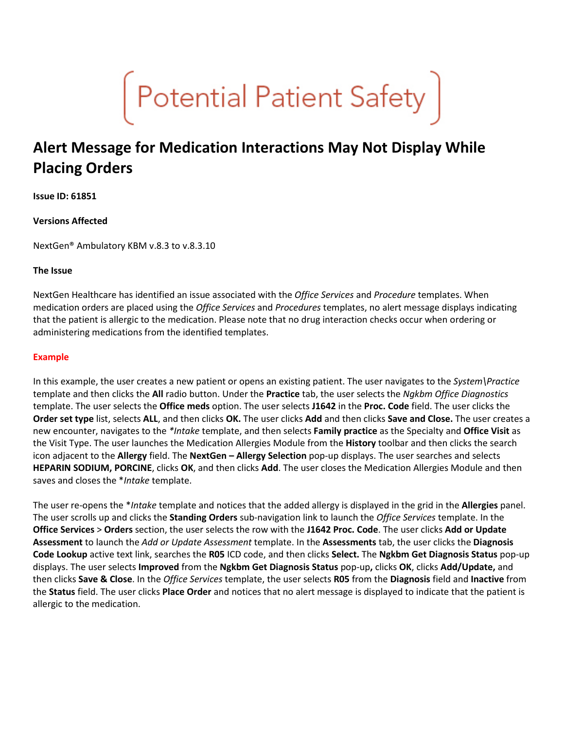# Potential Patient Safety

## Alert Message for Medication Interactions May Not Display While Placing Orders

**Issue ID: 61851**

**Versions Affected**

NextGen® Ambulatory KBM v.8.3 to v.8.3.10

**The Issue**

NextGen Healthcare has identified an issue associated with the *Office Services* and *Procedure* templates. When medication orders are placed using the *Office Services* and *Procedures* templates, no alert message displays indicating that the patient is allergic to the medication. Please note that no drug interaction checks occur when ordering or administering medications from the identified templates.

**Example**

In this example, the user creates a new patient or opens an existing patient. The user navigates to the *System\Practice* template and then clicks the **All** radio button. Under the **Practice** tab, the user selects the *Ngkbm Office Diagnostics* template. The user selects the **Office meds** option. The user selects **J1642** in the **Proc. Code** field. The user clicks the **Order set type** list, selects **ALL**, and then clicks **OK.** The user clicks **Add** and then clicks **Save and Close.** The user creates a new encounter, navigates to the *\*Intake* template, and then selects **Family practice** as the Specialty and **Office Visit** as the Visit Type. The user launches the Medication Allergies Module from the **History** toolbar and then clicks the search icon adjacent to the **Allergy** field. The **NextGen – Allergy Selection** pop-up displays. The user searches and selects **HEPARIN SODIUM, PORCINE**, clicks **OK**, and then clicks **Add**. The user closes the Medication Allergies Module and then saves and closes the \**Intake* template.

The user re-opens the \**Intake* template and notices that the added allergy is displayed in the grid in the **Allergies** panel. The user scrolls up and clicks the **Standing Orders** sub-navigation link to launch the *Office Services* template. In the **Office Services** > **Orders** section, the user selects the row with the **J1642 Proc. Code**. The user clicks **Add or Update Assessment** to launch the *Add or Update Assessment* template. In the **Assessments** tab, the user clicks the **Diagnosis Code Lookup** active text link, searches the **R05** ICD code, and then clicks **Select.** The **Ngkbm Get Diagnosis Status** pop-up displays. The user selects **Improved** from the **Ngkbm Get Diagnosis Status** pop-up**,** clicks **OK**, clicks **Add/Update,** and then clicks **Save & Close**. In the *Office Services* template, the user selects **R05** from the **Diagnosis** field and **Inactive** from the **Status** field. The user clicks **Place Order** and notices that no alert message is displayed to indicate that the patient is allergic to the medication.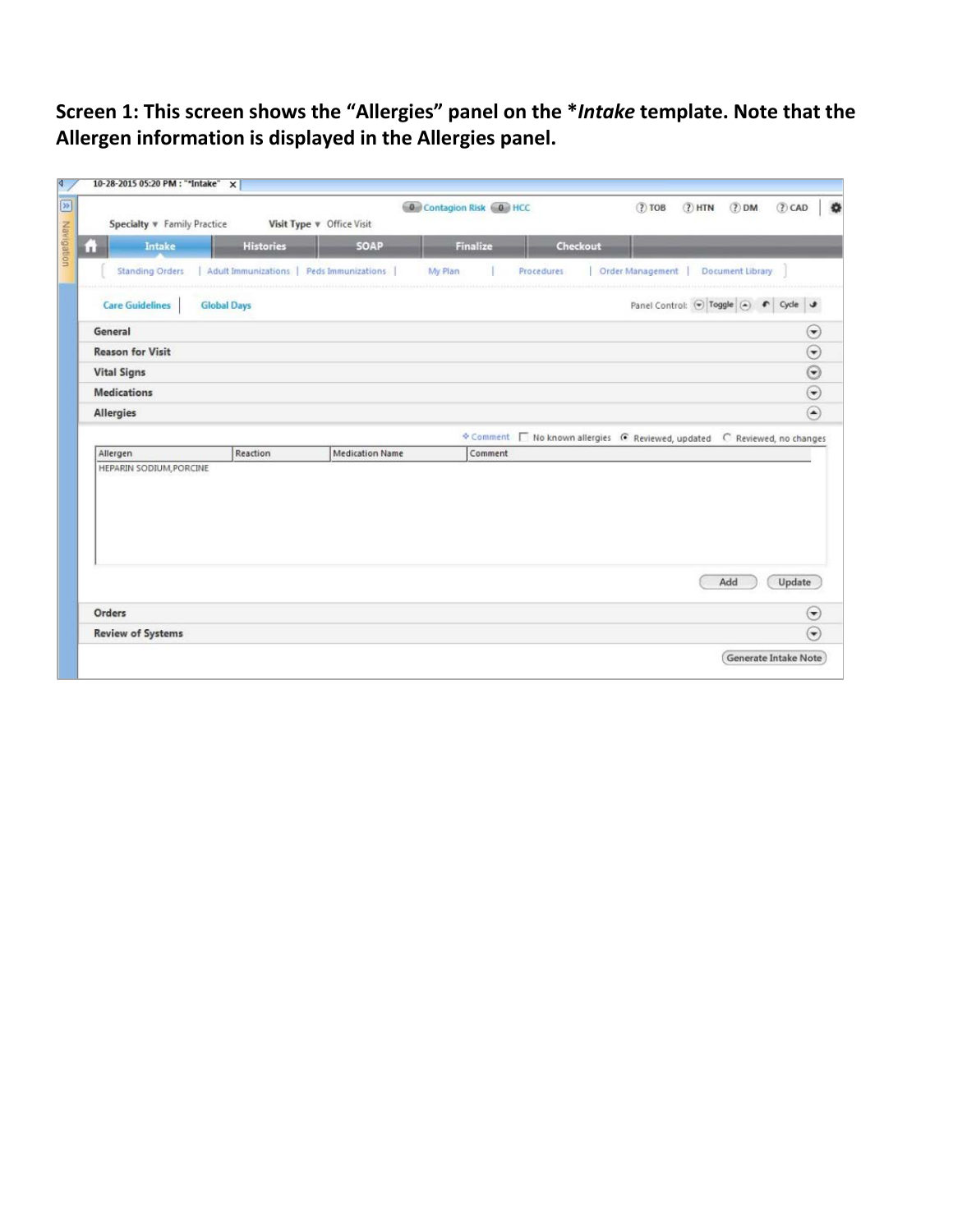**Screen 1: This screen shows the "Allergies" panel on the *Intake template. Note that the Allergen information is displayed in the Allergies panel.**

10-28-2015 05:20 PM : "*Intake"

Specialty ▾ Family Practice    Visit Type ▾ Office Visit    0 Contagion Risk    0 HCC    TOB    HTN    DM    CAD

Intake | Histories | SOAP | Finalize | Checkout

Standing Orders | Adult Immunizations | Peds Immunizations | My Plan | Procedures | Order Management | Document Library

Care Guidelines | Global Days    Panel Control: Toggle    Cycle

General

Reason for Visit

Vital Signs

Medications

Allergies

Comment    No known allergies    Reviewed, updated    Reviewed, no changes

| Allergen | Reaction | Medication Name | Comment |
|---|---|---|---|
| HEPARIN SODIUM,PORCINE | | | |

Add    Update

Orders

Review of Systems

Generate Intake Note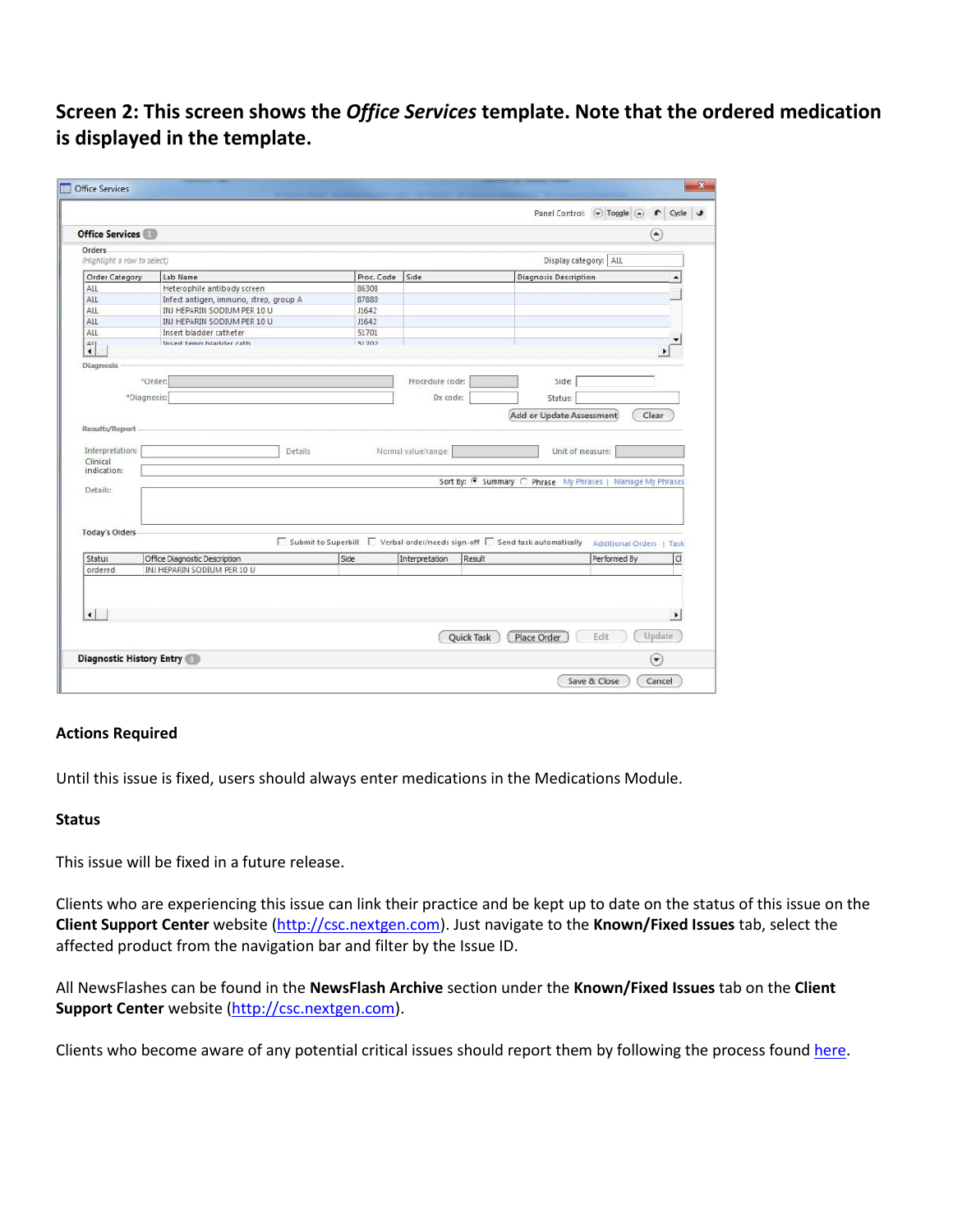**Screen 2: This screen shows the *Office Services* template. Note that the ordered medication is displayed in the template.**

**Actions Required**

Until this issue is fixed, users should always enter medications in the Medications Module.

**Status**

This issue will be fixed in a future release.

Clients who are experiencing this issue can link their practice and be kept up to date on the status of this issue on the **Client Support Center** website (http://csc.nextgen.com). Just navigate to the **Known/Fixed Issues** tab, select the affected product from the navigation bar and filter by the Issue ID.

All NewsFlashes can be found in the **NewsFlash Archive** section under the **Known/Fixed Issues** tab on the **Client Support Center** website (http://csc.nextgen.com).

Clients who become aware of any potential critical issues should report them by following the process found here.